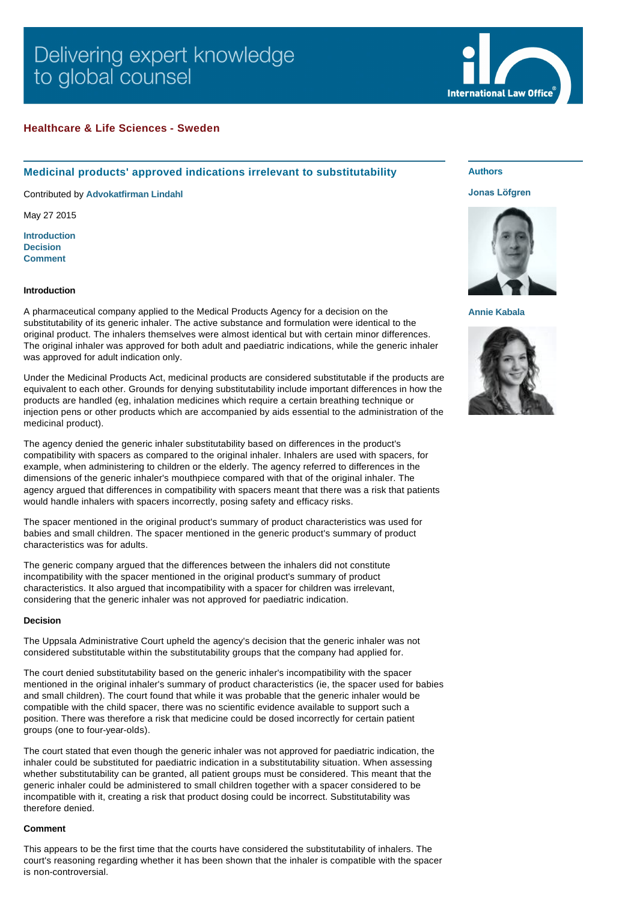Delivering expert knowledge to global counsel

International Law Office

**Healthcare & Life Sciences - Sweden**

## Medicinal products' approved indications irrelevant to substitutability

Contributed by **Advokatfirman Lindahl**

May 27 2015

**Introduction**
**Decision**
**Comment**

**Authors**

**Jonas Löfgren**

**Annie Kabala**

### Introduction

A pharmaceutical company applied to the Medical Products Agency for a decision on the substitutability of its generic inhaler. The active substance and formulation were identical to the original product. The inhalers themselves were almost identical but with certain minor differences. The original inhaler was approved for both adult and paediatric indications, while the generic inhaler was approved for adult indication only.

Under the Medicinal Products Act, medicinal products are considered substitutable if the products are equivalent to each other. Grounds for denying substitutability include important differences in how the products are handled (eg, inhalation medicines which require a certain breathing technique or injection pens or other products which are accompanied by aids essential to the administration of the medicinal product).

The agency denied the generic inhaler substitutability based on differences in the product's compatibility with spacers as compared to the original inhaler. Inhalers are used with spacers, for example, when administering to children or the elderly. The agency referred to differences in the dimensions of the generic inhaler's mouthpiece compared with that of the original inhaler. The agency argued that differences in compatibility with spacers meant that there was a risk that patients would handle inhalers with spacers incorrectly, posing safety and efficacy risks.

The spacer mentioned in the original product's summary of product characteristics was used for babies and small children. The spacer mentioned in the generic product's summary of product characteristics was for adults.

The generic company argued that the differences between the inhalers did not constitute incompatibility with the spacer mentioned in the original product's summary of product characteristics. It also argued that incompatibility with a spacer for children was irrelevant, considering that the generic inhaler was not approved for paediatric indication.

### Decision

The Uppsala Administrative Court upheld the agency's decision that the generic inhaler was not considered substitutable within the substitutability groups that the company had applied for.

The court denied substitutability based on the generic inhaler's incompatibility with the spacer mentioned in the original inhaler's summary of product characteristics (ie, the spacer used for babies and small children). The court found that while it was probable that the generic inhaler would be compatible with the child spacer, there was no scientific evidence available to support such a position. There was therefore a risk that medicine could be dosed incorrectly for certain patient groups (one to four-year-olds).

The court stated that even though the generic inhaler was not approved for paediatric indication, the inhaler could be substituted for paediatric indication in a substitutability situation. When assessing whether substitutability can be granted, all patient groups must be considered. This meant that the generic inhaler could be administered to small children together with a spacer considered to be incompatible with it, creating a risk that product dosing could be incorrect. Substitutability was therefore denied.

### Comment

This appears to be the first time that the courts have considered the substitutability of inhalers. The court's reasoning regarding whether it has been shown that the inhaler is compatible with the spacer is non-controversial.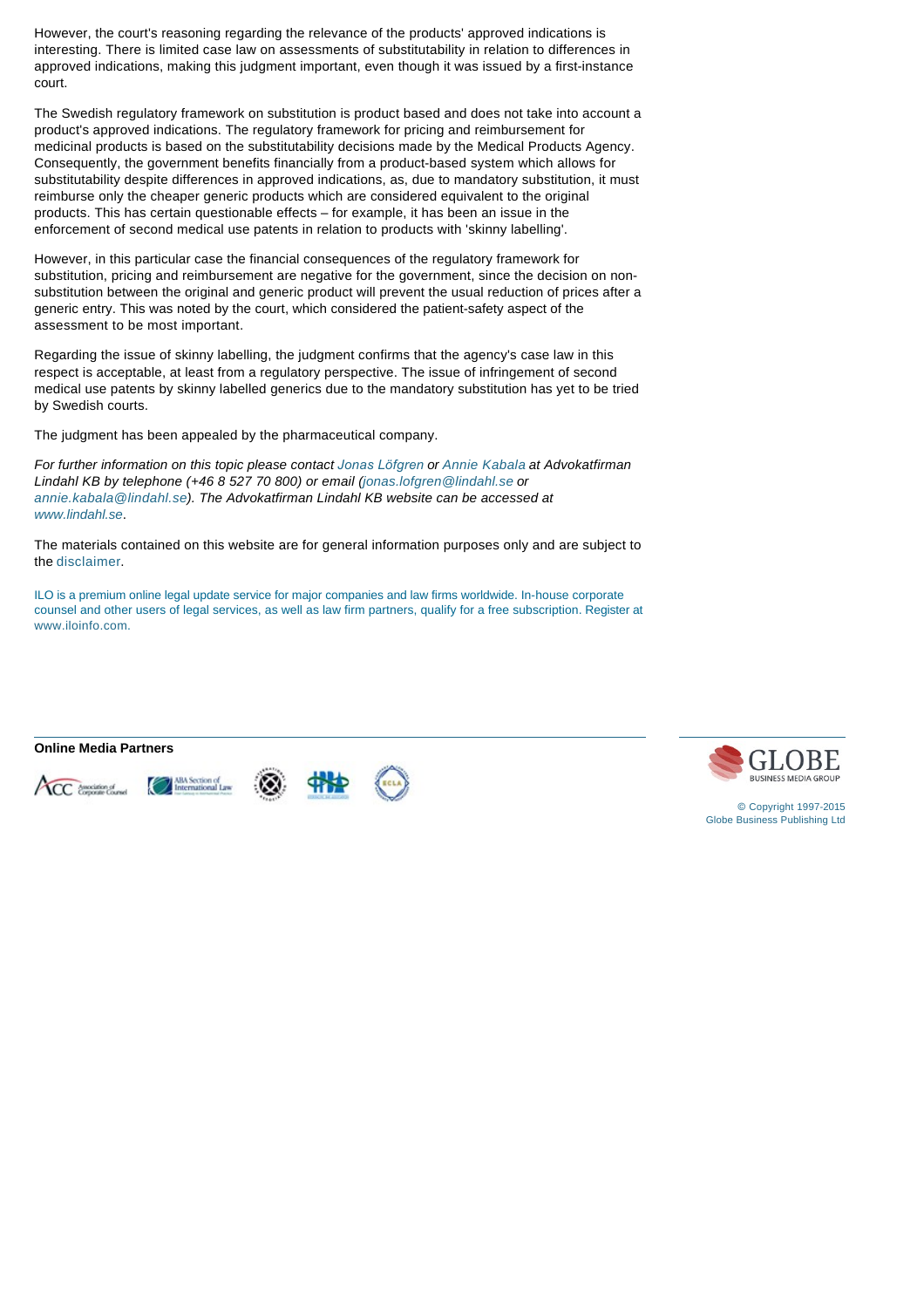However, the court's reasoning regarding the relevance of the products' approved indications is interesting. There is limited case law on assessments of substitutability in relation to differences in approved indications, making this judgment important, even though it was issued by a first-instance court.

The Swedish regulatory framework on substitution is product based and does not take into account a product's approved indications. The regulatory framework for pricing and reimbursement for medicinal products is based on the substitutability decisions made by the Medical Products Agency. Consequently, the government benefits financially from a product-based system which allows for substitutability despite differences in approved indications, as, due to mandatory substitution, it must reimburse only the cheaper generic products which are considered equivalent to the original products. This has certain questionable effects – for example, it has been an issue in the enforcement of second medical use patents in relation to products with 'skinny labelling'.

However, in this particular case the financial consequences of the regulatory framework for substitution, pricing and reimbursement are negative for the government, since the decision on non-substitution between the original and generic product will prevent the usual reduction of prices after a generic entry. This was noted by the court, which considered the patient-safety aspect of the assessment to be most important.

Regarding the issue of skinny labelling, the judgment confirms that the agency's case law in this respect is acceptable, at least from a regulatory perspective. The issue of infringement of second medical use patents by skinny labelled generics due to the mandatory substitution has yet to be tried by Swedish courts.

The judgment has been appealed by the pharmaceutical company.

*For further information on this topic please contact Jonas Löfgren or Annie Kabala at Advokatfirman Lindahl KB by telephone (+46 8 527 70 800) or email (jonas.lofgren@lindahl.se or annie.kabala@lindahl.se). The Advokatfirman Lindahl KB website can be accessed at www.lindahl.se.*

The materials contained on this website are for general information purposes only and are subject to the disclaimer.

ILO is a premium online legal update service for major companies and law firms worldwide. In-house corporate counsel and other users of legal services, as well as law firm partners, qualify for a free subscription. Register at www.iloinfo.com.

**Online Media Partners**

© Copyright 1997-2015
Globe Business Publishing Ltd